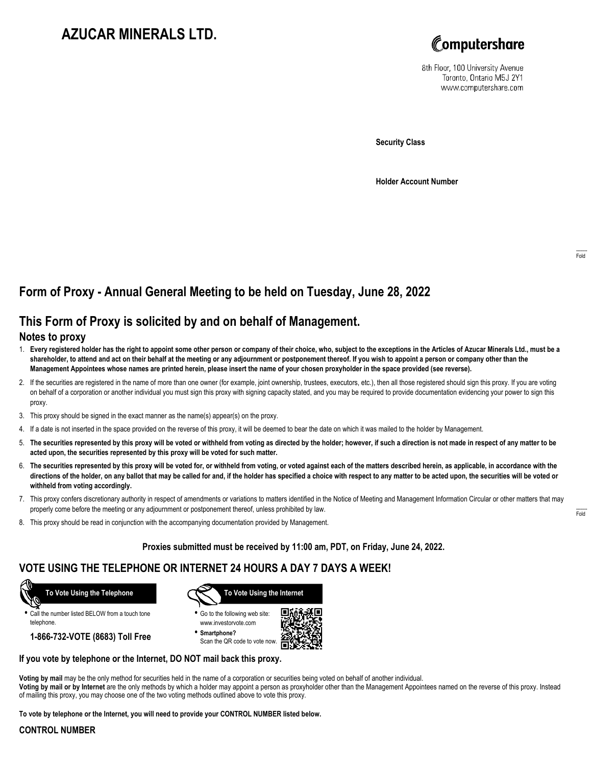# AZUCAR MINERALS LTD.

Computershare

8th Floor, 100 University Avenue
Toronto, Ontario M5J 2Y1
www.computershare.com

**Security Class**

**Holder Account Number**

## Form of Proxy - Annual General Meeting to be held on Tuesday, June 28, 2022

## This Form of Proxy is solicited by and on behalf of Management.

### Notes to proxy

1. **Every registered holder has the right to appoint some other person or company of their choice, who, subject to the exceptions in the Articles of Azucar Minerals Ltd., must be a shareholder, to attend and act on their behalf at the meeting or any adjournment or postponement thereof. If you wish to appoint a person or company other than the Management Appointees whose names are printed herein, please insert the name of your chosen proxyholder in the space provided (see reverse).**
2. If the securities are registered in the name of more than one owner (for example, joint ownership, trustees, executors, etc.), then all those registered should sign this proxy. If you are voting on behalf of a corporation or another individual you must sign this proxy with signing capacity stated, and you may be required to provide documentation evidencing your power to sign this proxy.
3. This proxy should be signed in the exact manner as the name(s) appear(s) on the proxy.
4. If a date is not inserted in the space provided on the reverse of this proxy, it will be deemed to bear the date on which it was mailed to the holder by Management.
5. **The securities represented by this proxy will be voted or withheld from voting as directed by the holder; however, if such a direction is not made in respect of any matter to be acted upon, the securities represented by this proxy will be voted for such matter.**
6. **The securities represented by this proxy will be voted for, or withheld from voting, or voted against each of the matters described herein, as applicable, in accordance with the directions of the holder, on any ballot that may be called for and, if the holder has specified a choice with respect to any matter to be acted upon, the securities will be voted or withheld from voting accordingly.**
7. This proxy confers discretionary authority in respect of amendments or variations to matters identified in the Notice of Meeting and Management Information Circular or other matters that may properly come before the meeting or any adjournment or postponement thereof, unless prohibited by law.
8. This proxy should be read in conjunction with the accompanying documentation provided by Management.

**Proxies submitted must be received by 11:00 am, PDT, on Friday, June 24, 2022.**

## VOTE USING THE TELEPHONE OR INTERNET 24 HOURS A DAY 7 DAYS A WEEK!

**To Vote Using the Telephone**

- Call the number listed BELOW from a touch tone telephone.

**1-866-732-VOTE (8683) Toll Free**

**To Vote Using the Internet**

- Go to the following web site: www.investorvote.com
- **Smartphone?** Scan the QR code to vote now.

**If you vote by telephone or the Internet, DO NOT mail back this proxy.**

**Voting by mail** may be the only method for securities held in the name of a corporation or securities being voted on behalf of another individual.
**Voting by mail or by Internet** are the only methods by which a holder may appoint a person as proxyholder other than the Management Appointees named on the reverse of this proxy. Instead of mailing this proxy, you may choose one of the two voting methods outlined above to vote this proxy.

**To vote by telephone or the Internet, you will need to provide your CONTROL NUMBER listed below.**

**CONTROL NUMBER**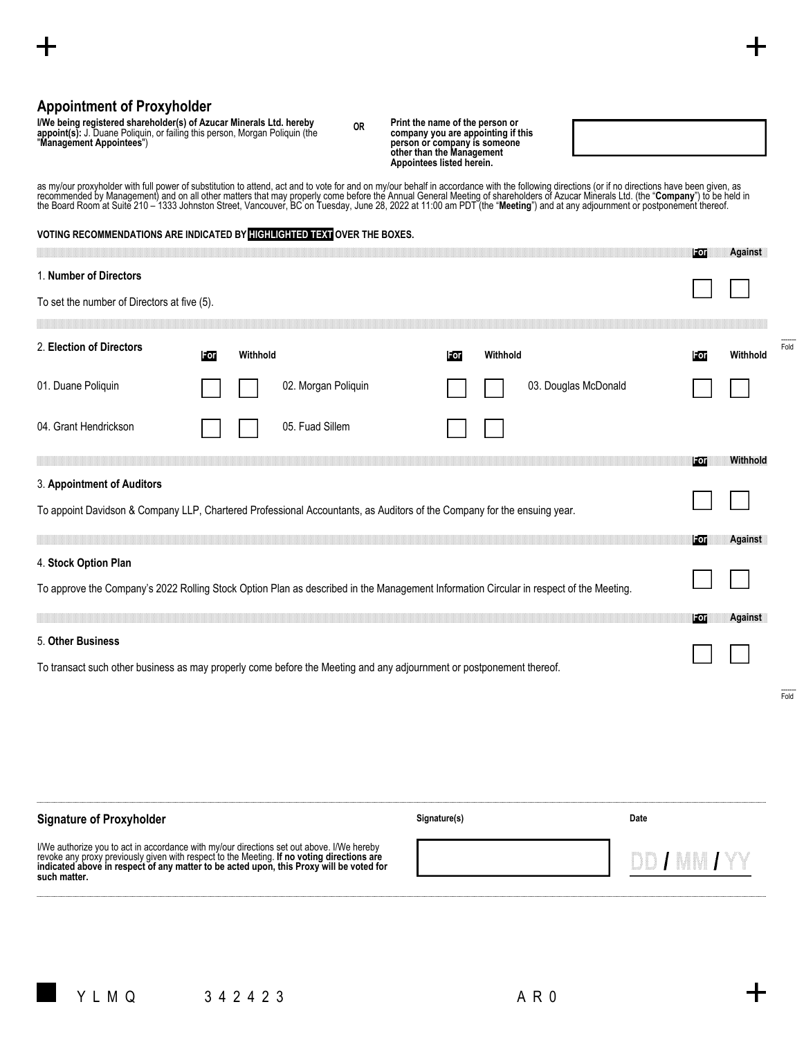## Appointment of Proxyholder

**I/We being registered shareholder(s) of Azucar Minerals Ltd. hereby appoint(s):** J. Duane Poliquin, or failing this person, Morgan Poliquin (the "**Management Appointees**")

**OR**

**Print the name of the person or company you are appointing if this person or company is someone other than the Management Appointees listed herein.**

as my/our proxyholder with full power of substitution to attend, act and to vote for and on my/our behalf in accordance with the following directions (or if no directions have been given, as recommended by Management) and on all other matters that may properly come before the Annual General Meeting of shareholders of Azucar Minerals Ltd. (the "**Company**") to be held in the Board Room at Suite 210 – 1333 Johnston Street, Vancouver, BC on Tuesday, June 28, 2022 at 11:00 am PDT (the "**Meeting**") and at any adjournment or postponement thereof.

**VOTING RECOMMENDATIONS ARE INDICATED BY HIGHLIGHTED TEXT OVER THE BOXES.**

| | For | Against |
|---|---|---|
| 1. **Number of Directors**<br>To set the number of Directors at five (5). | ☐ | ☐ |

2. **Election of Directors**

| | For | Withhold | | For | Withhold | | For | Withhold |
|---|---|---|---|---|---|---|---|---|
| 01. Duane Poliquin | ☐ | ☐ | 02. Morgan Poliquin | ☐ | ☐ | 03. Douglas McDonald | ☐ | ☐ |
| 04. Grant Hendrickson | ☐ | ☐ | 05. Fuad Sillem | ☐ | ☐ | | | |

| | For | Withhold |
|---|---|---|
| 3. **Appointment of Auditors**<br>To appoint Davidson & Company LLP, Chartered Professional Accountants, as Auditors of the Company for the ensuing year. | ☐ | ☐ |

| | For | Against |
|---|---|---|
| 4. **Stock Option Plan**<br>To approve the Company's 2022 Rolling Stock Option Plan as described in the Management Information Circular in respect of the Meeting. | ☐ | ☐ |

| | For | Against |
|---|---|---|
| 5. **Other Business**<br>To transact such other business as may properly come before the Meeting and any adjournment or postponement thereof. | ☐ | ☐ |

## Signature of Proxyholder

I/We authorize you to act in accordance with my/our directions set out above. I/We hereby revoke any proxy previously given with respect to the Meeting. **If no voting directions are indicated above in respect of any matter to be acted upon, this Proxy will be voted for such matter.**

**Signature(s)**

**Date**

DD / MM / YY

YLMQ 342423 AR0